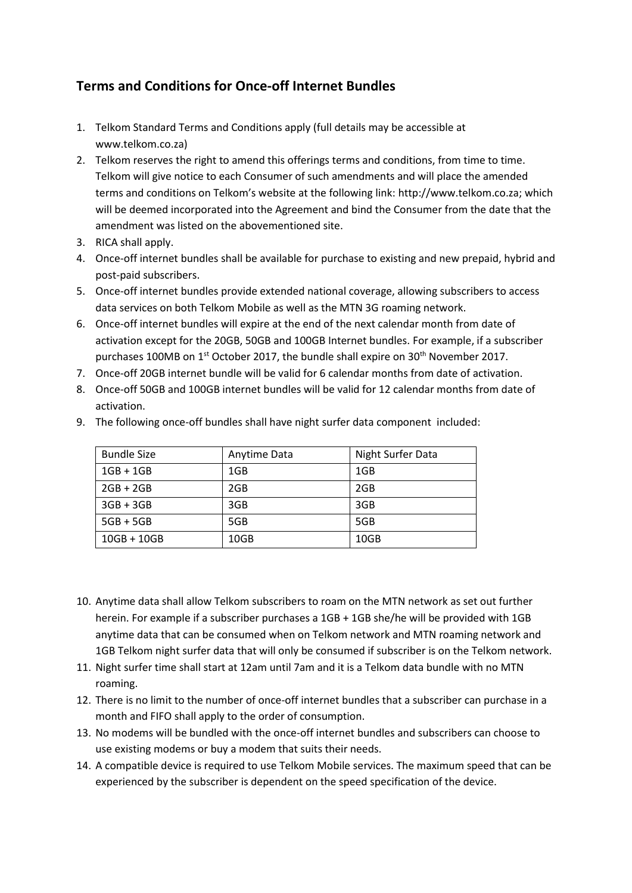## Terms and Conditions for Once-off Internet Bundles

1. Telkom Standard Terms and Conditions apply (full details may be accessible at www.telkom.co.za)
2. Telkom reserves the right to amend this offerings terms and conditions, from time to time. Telkom will give notice to each Consumer of such amendments and will place the amended terms and conditions on Telkom's website at the following link: http://www.telkom.co.za; which will be deemed incorporated into the Agreement and bind the Consumer from the date that the amendment was listed on the abovementioned site.
3. RICA shall apply.
4. Once-off internet bundles shall be available for purchase to existing and new prepaid, hybrid and post-paid subscribers.
5. Once-off internet bundles provide extended national coverage, allowing subscribers to access data services on both Telkom Mobile as well as the MTN 3G roaming network.
6. Once-off internet bundles will expire at the end of the next calendar month from date of activation except for the 20GB, 50GB and 100GB Internet bundles. For example, if a subscriber purchases 100MB on 1st October 2017, the bundle shall expire on 30th November 2017.
7. Once-off 20GB internet bundle will be valid for 6 calendar months from date of activation.
8. Once-off 50GB and 100GB internet bundles will be valid for 12 calendar months from date of activation.
9. The following once-off bundles shall have night surfer data component included:

| Bundle Size | Anytime Data | Night Surfer Data |
|---|---|---|
| 1GB + 1GB | 1GB | 1GB |
| 2GB + 2GB | 2GB | 2GB |
| 3GB + 3GB | 3GB | 3GB |
| 5GB + 5GB | 5GB | 5GB |
| 10GB + 10GB | 10GB | 10GB |

10. Anytime data shall allow Telkom subscribers to roam on the MTN network as set out further herein. For example if a subscriber purchases a 1GB + 1GB she/he will be provided with 1GB anytime data that can be consumed when on Telkom network and MTN roaming network and 1GB Telkom night surfer data that will only be consumed if subscriber is on the Telkom network.
11. Night surfer time shall start at 12am until 7am and it is a Telkom data bundle with no MTN roaming.
12. There is no limit to the number of once-off internet bundles that a subscriber can purchase in a month and FIFO shall apply to the order of consumption.
13. No modems will be bundled with the once-off internet bundles and subscribers can choose to use existing modems or buy a modem that suits their needs.
14. A compatible device is required to use Telkom Mobile services. The maximum speed that can be experienced by the subscriber is dependent on the speed specification of the device.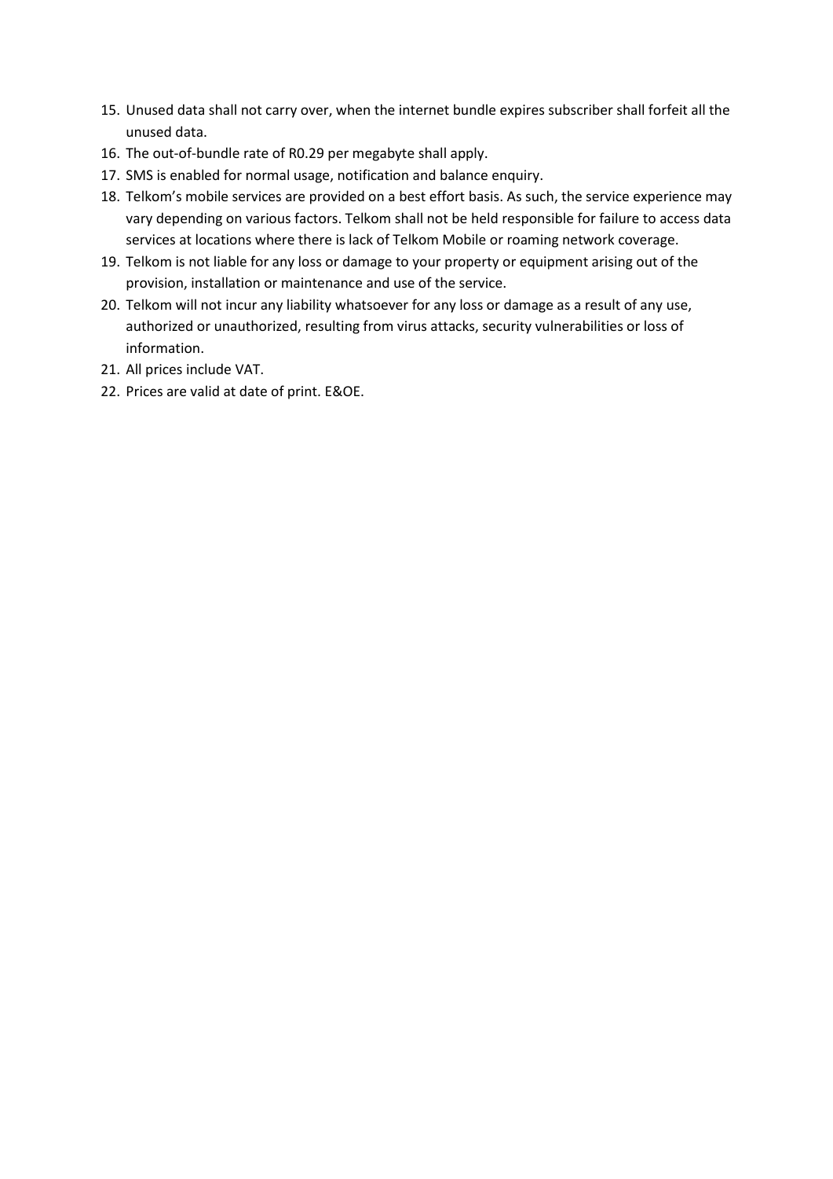15. Unused data shall not carry over, when the internet bundle expires subscriber shall forfeit all the unused data.
16. The out-of-bundle rate of R0.29 per megabyte shall apply.
17. SMS is enabled for normal usage, notification and balance enquiry.
18. Telkom's mobile services are provided on a best effort basis. As such, the service experience may vary depending on various factors. Telkom shall not be held responsible for failure to access data services at locations where there is lack of Telkom Mobile or roaming network coverage.
19. Telkom is not liable for any loss or damage to your property or equipment arising out of the provision, installation or maintenance and use of the service.
20. Telkom will not incur any liability whatsoever for any loss or damage as a result of any use, authorized or unauthorized, resulting from virus attacks, security vulnerabilities or loss of information.
21. All prices include VAT.
22. Prices are valid at date of print. E&OE.